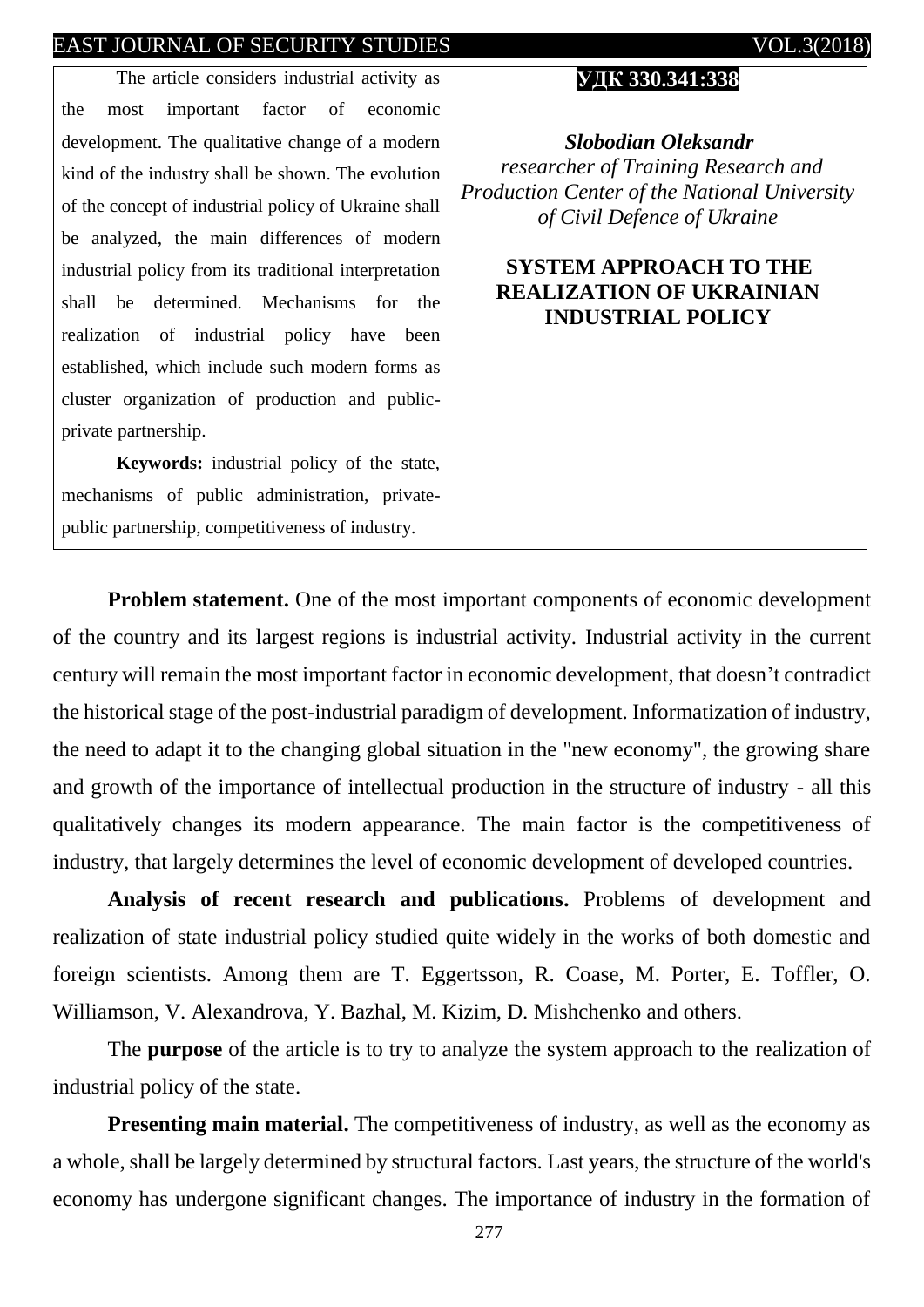УДК 330.341:338

***Slobodian Oleksandr***

*researcher of Training Research and Production Center of the National University of Civil Defence of Ukraine*

# SYSTEM APPROACH TO THE REALIZATION OF UKRAINIAN INDUSTRIAL POLICY

The article considers industrial activity as the most important factor of economic development. The qualitative change of a modern kind of the industry shall be shown. The evolution of the concept of industrial policy of Ukraine shall be analyzed, the main differences of modern industrial policy from its traditional interpretation shall be determined. Mechanisms for the realization of industrial policy have been established, which include such modern forms as cluster organization of production and public-private partnership.

**Keywords:** industrial policy of the state, mechanisms of public administration, private-public partnership, competitiveness of industry.

**Problem statement.** One of the most important components of economic development of the country and its largest regions is industrial activity. Industrial activity in the current century will remain the most important factor in economic development, that doesn't contradict the historical stage of the post-industrial paradigm of development. Informatization of industry, the need to adapt it to the changing global situation in the "new economy", the growing share and growth of the importance of intellectual production in the structure of industry - all this qualitatively changes its modern appearance. The main factor is the competitiveness of industry, that largely determines the level of economic development of developed countries.

**Analysis of recent research and publications.** Problems of development and realization of state industrial policy studied quite widely in the works of both domestic and foreign scientists. Among them are T. Eggertsson, R. Coase, M. Porter, E. Toffler, O. Williamson, V. Alexandrova, Y. Bazhal, M. Kizim, D. Mishchenko and others.

The **purpose** of the article is to try to analyze the system approach to the realization of industrial policy of the state.

**Presenting main material.** The competitiveness of industry, as well as the economy as a whole, shall be largely determined by structural factors. Last years, the structure of the world's economy has undergone significant changes. The importance of industry in the formation of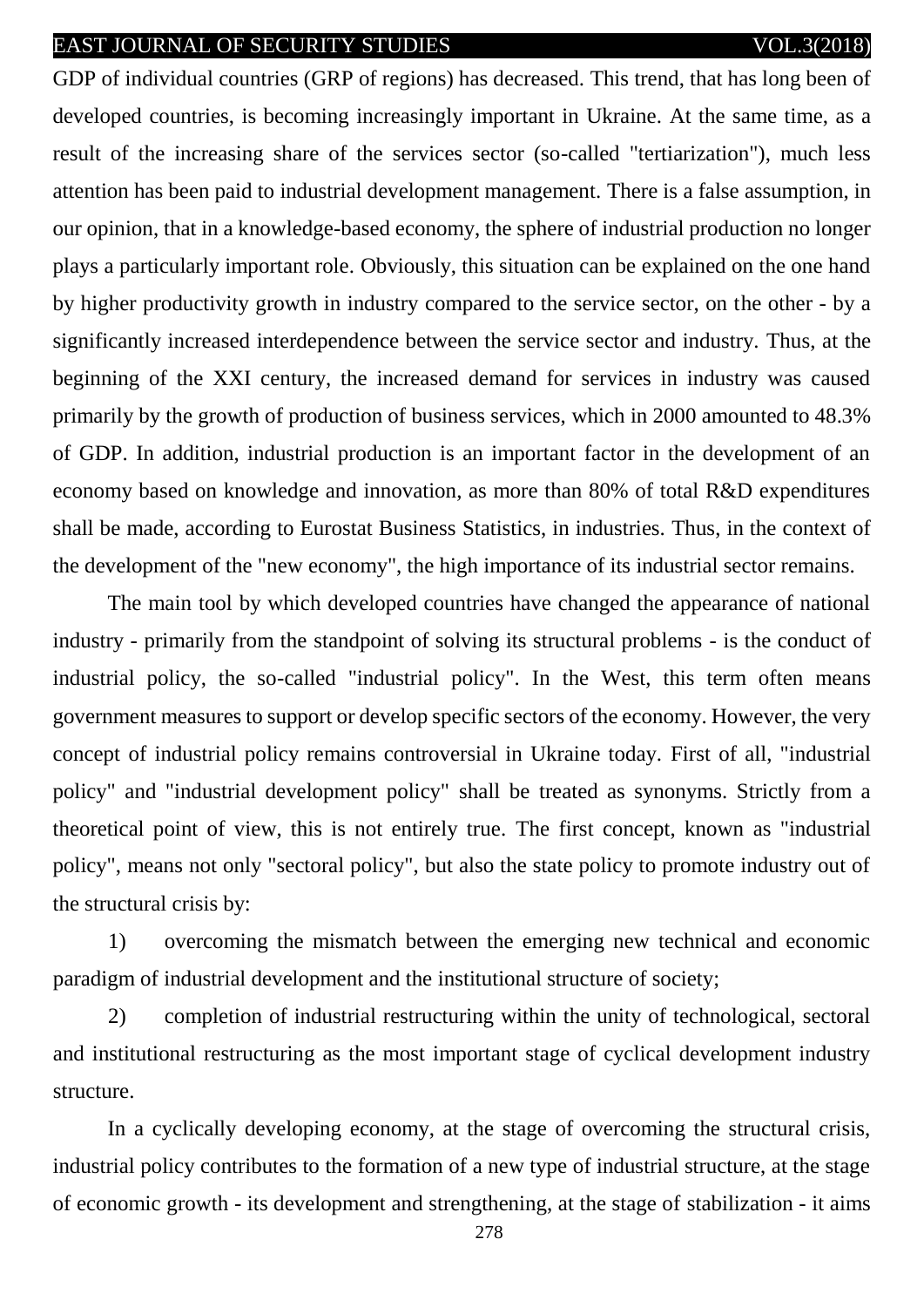GDP of individual countries (GRP of regions) has decreased. This trend, that has long been of developed countries, is becoming increasingly important in Ukraine. At the same time, as a result of the increasing share of the services sector (so-called "tertiarization"), much less attention has been paid to industrial development management. There is a false assumption, in our opinion, that in a knowledge-based economy, the sphere of industrial production no longer plays a particularly important role. Obviously, this situation can be explained on the one hand by higher productivity growth in industry compared to the service sector, on the other - by a significantly increased interdependence between the service sector and industry. Thus, at the beginning of the XXI century, the increased demand for services in industry was caused primarily by the growth of production of business services, which in 2000 amounted to 48.3% of GDP. In addition, industrial production is an important factor in the development of an economy based on knowledge and innovation, as more than 80% of total R&D expenditures shall be made, according to Eurostat Business Statistics, in industries. Thus, in the context of the development of the "new economy", the high importance of its industrial sector remains.

The main tool by which developed countries have changed the appearance of national industry - primarily from the standpoint of solving its structural problems - is the conduct of industrial policy, the so-called "industrial policy". In the West, this term often means government measures to support or develop specific sectors of the economy. However, the very concept of industrial policy remains controversial in Ukraine today. First of all, "industrial policy" and "industrial development policy" shall be treated as synonyms. Strictly from a theoretical point of view, this is not entirely true. The first concept, known as "industrial policy", means not only "sectoral policy", but also the state policy to promote industry out of the structural crisis by:

1) overcoming the mismatch between the emerging new technical and economic paradigm of industrial development and the institutional structure of society;

2) completion of industrial restructuring within the unity of technological, sectoral and institutional restructuring as the most important stage of cyclical development industry structure.

In a cyclically developing economy, at the stage of overcoming the structural crisis, industrial policy contributes to the formation of a new type of industrial structure, at the stage of economic growth - its development and strengthening, at the stage of stabilization - it aims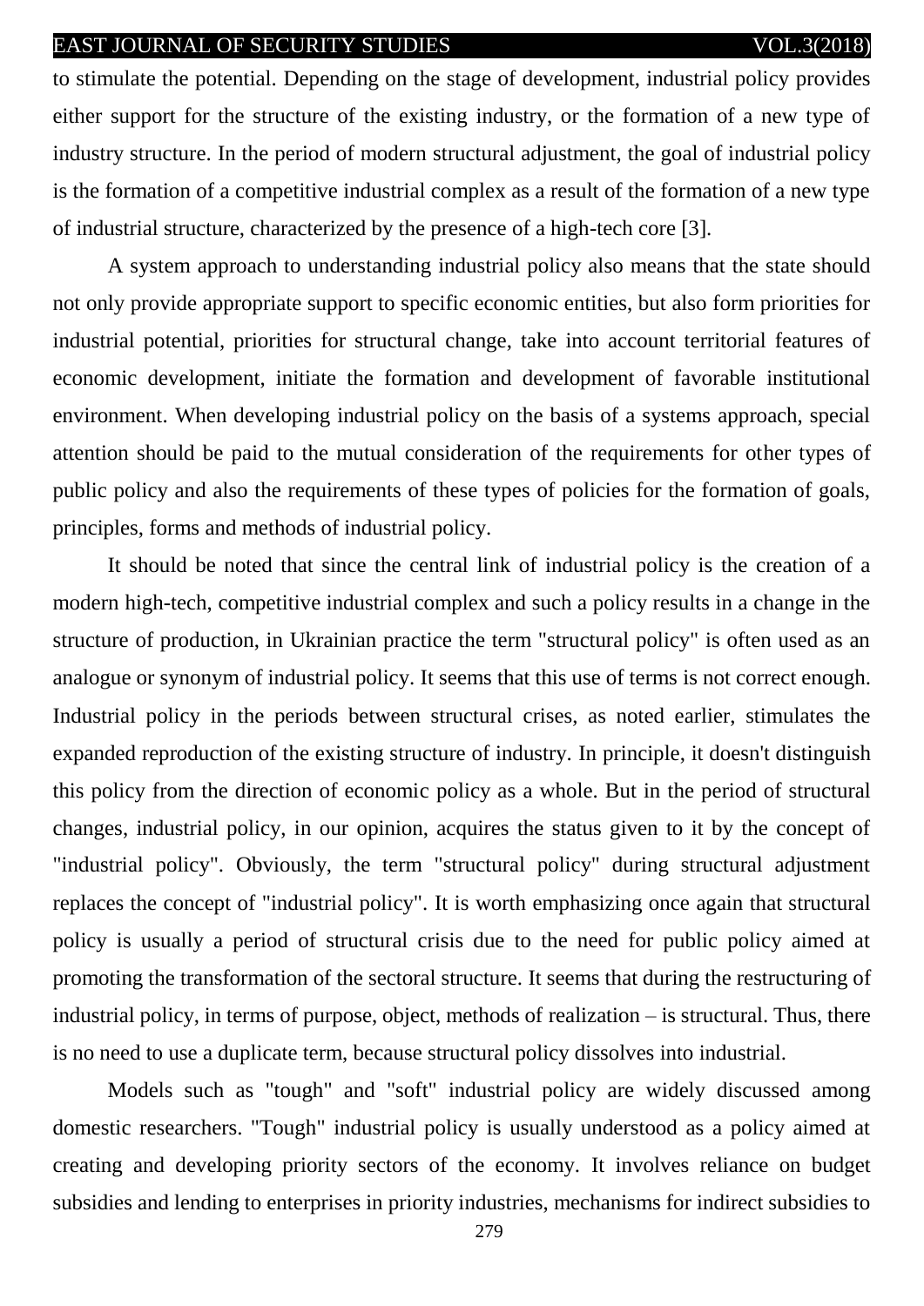to stimulate the potential. Depending on the stage of development, industrial policy provides either support for the structure of the existing industry, or the formation of a new type of industry structure. In the period of modern structural adjustment, the goal of industrial policy is the formation of a competitive industrial complex as a result of the formation of a new type of industrial structure, characterized by the presence of a high-tech core [3].

A system approach to understanding industrial policy also means that the state should not only provide appropriate support to specific economic entities, but also form priorities for industrial potential, priorities for structural change, take into account territorial features of economic development, initiate the formation and development of favorable institutional environment. When developing industrial policy on the basis of a systems approach, special attention should be paid to the mutual consideration of the requirements for other types of public policy and also the requirements of these types of policies for the formation of goals, principles, forms and methods of industrial policy.

It should be noted that since the central link of industrial policy is the creation of a modern high-tech, competitive industrial complex and such a policy results in a change in the structure of production, in Ukrainian practice the term "structural policy" is often used as an analogue or synonym of industrial policy. It seems that this use of terms is not correct enough. Industrial policy in the periods between structural crises, as noted earlier, stimulates the expanded reproduction of the existing structure of industry. In principle, it doesn't distinguish this policy from the direction of economic policy as a whole. But in the period of structural changes, industrial policy, in our opinion, acquires the status given to it by the concept of "industrial policy". Obviously, the term "structural policy" during structural adjustment replaces the concept of "industrial policy". It is worth emphasizing once again that structural policy is usually a period of structural crisis due to the need for public policy aimed at promoting the transformation of the sectoral structure. It seems that during the restructuring of industrial policy, in terms of purpose, object, methods of realization – is structural. Thus, there is no need to use a duplicate term, because structural policy dissolves into industrial.

Models such as "tough" and "soft" industrial policy are widely discussed among domestic researchers. "Tough" industrial policy is usually understood as a policy aimed at creating and developing priority sectors of the economy. It involves reliance on budget subsidies and lending to enterprises in priority industries, mechanisms for indirect subsidies to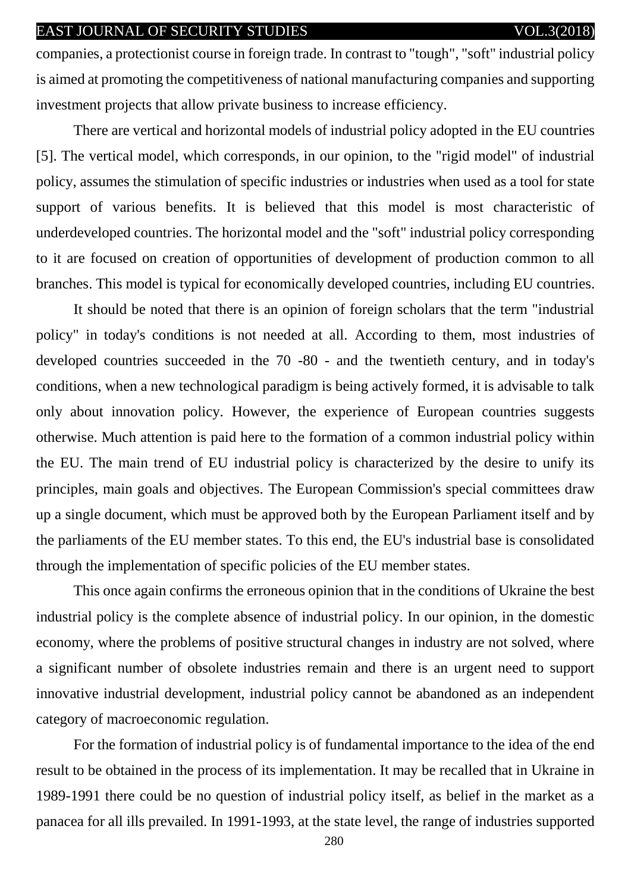companies, a protectionist course in foreign trade. In contrast to "tough", "soft" industrial policy is aimed at promoting the competitiveness of national manufacturing companies and supporting investment projects that allow private business to increase efficiency.

There are vertical and horizontal models of industrial policy adopted in the EU countries [5]. The vertical model, which corresponds, in our opinion, to the "rigid model" of industrial policy, assumes the stimulation of specific industries or industries when used as a tool for state support of various benefits. It is believed that this model is most characteristic of underdeveloped countries. The horizontal model and the "soft" industrial policy corresponding to it are focused on creation of opportunities of development of production common to all branches. This model is typical for economically developed countries, including EU countries.

It should be noted that there is an opinion of foreign scholars that the term "industrial policy" in today's conditions is not needed at all. According to them, most industries of developed countries succeeded in the 70 -80 - and the twentieth century, and in today's conditions, when a new technological paradigm is being actively formed, it is advisable to talk only about innovation policy. However, the experience of European countries suggests otherwise. Much attention is paid here to the formation of a common industrial policy within the EU. The main trend of EU industrial policy is characterized by the desire to unify its principles, main goals and objectives. The European Commission's special committees draw up a single document, which must be approved both by the European Parliament itself and by the parliaments of the EU member states. To this end, the EU's industrial base is consolidated through the implementation of specific policies of the EU member states.

This once again confirms the erroneous opinion that in the conditions of Ukraine the best industrial policy is the complete absence of industrial policy. In our opinion, in the domestic economy, where the problems of positive structural changes in industry are not solved, where a significant number of obsolete industries remain and there is an urgent need to support innovative industrial development, industrial policy cannot be abandoned as an independent category of macroeconomic regulation.

For the formation of industrial policy is of fundamental importance to the idea of the end result to be obtained in the process of its implementation. It may be recalled that in Ukraine in 1989-1991 there could be no question of industrial policy itself, as belief in the market as a panacea for all ills prevailed. In 1991-1993, at the state level, the range of industries supported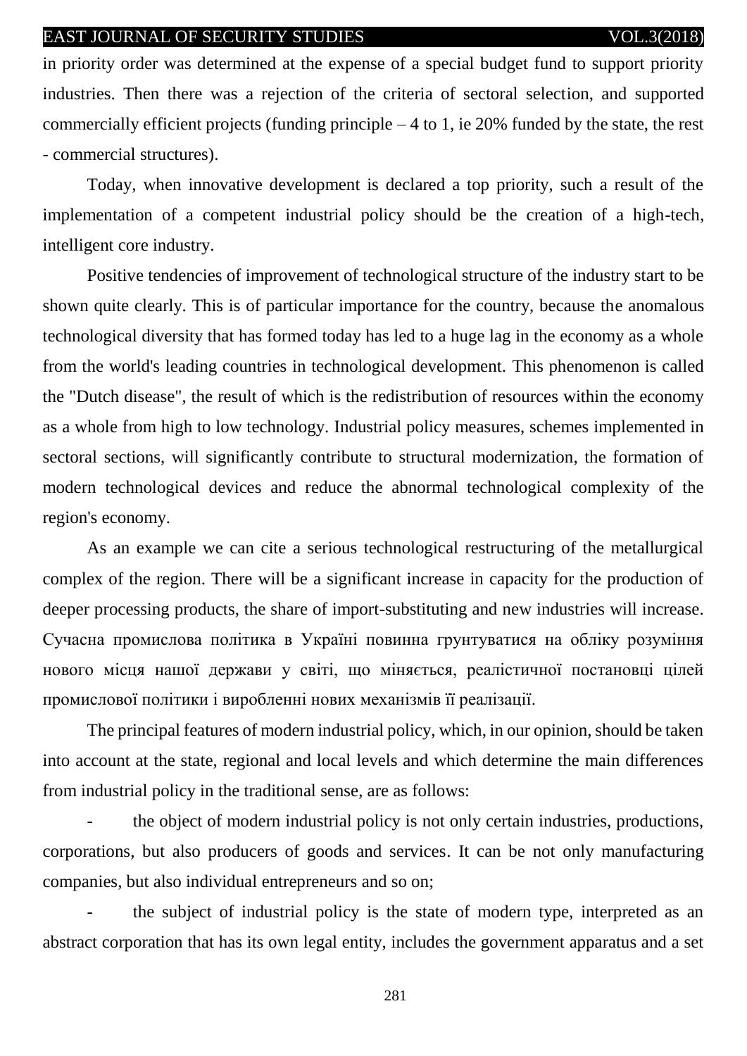in priority order was determined at the expense of a special budget fund to support priority industries. Then there was a rejection of the criteria of sectoral selection, and supported commercially efficient projects (funding principle – 4 to 1, ie 20% funded by the state, the rest - commercial structures).

Today, when innovative development is declared a top priority, such a result of the implementation of a competent industrial policy should be the creation of a high-tech, intelligent core industry.

Positive tendencies of improvement of technological structure of the industry start to be shown quite clearly. This is of particular importance for the country, because the anomalous technological diversity that has formed today has led to a huge lag in the economy as a whole from the world's leading countries in technological development. This phenomenon is called the "Dutch disease", the result of which is the redistribution of resources within the economy as a whole from high to low technology. Industrial policy measures, schemes implemented in sectoral sections, will significantly contribute to structural modernization, the formation of modern technological devices and reduce the abnormal technological complexity of the region's economy.

As an example we can cite a serious technological restructuring of the metallurgical complex of the region. There will be a significant increase in capacity for the production of deeper processing products, the share of import-substituting and new industries will increase. Сучасна промислова політика в Україні повинна грунтуватися на обліку розуміння нового місця нашої держави у світі, що міняється, реалістичної постановці цілей промислової політики і виробленні нових механізмів її реалізації.

The principal features of modern industrial policy, which, in our opinion, should be taken into account at the state, regional and local levels and which determine the main differences from industrial policy in the traditional sense, are as follows:

- the object of modern industrial policy is not only certain industries, productions, corporations, but also producers of goods and services. It can be not only manufacturing companies, but also individual entrepreneurs and so on;
- the subject of industrial policy is the state of modern type, interpreted as an abstract corporation that has its own legal entity, includes the government apparatus and a set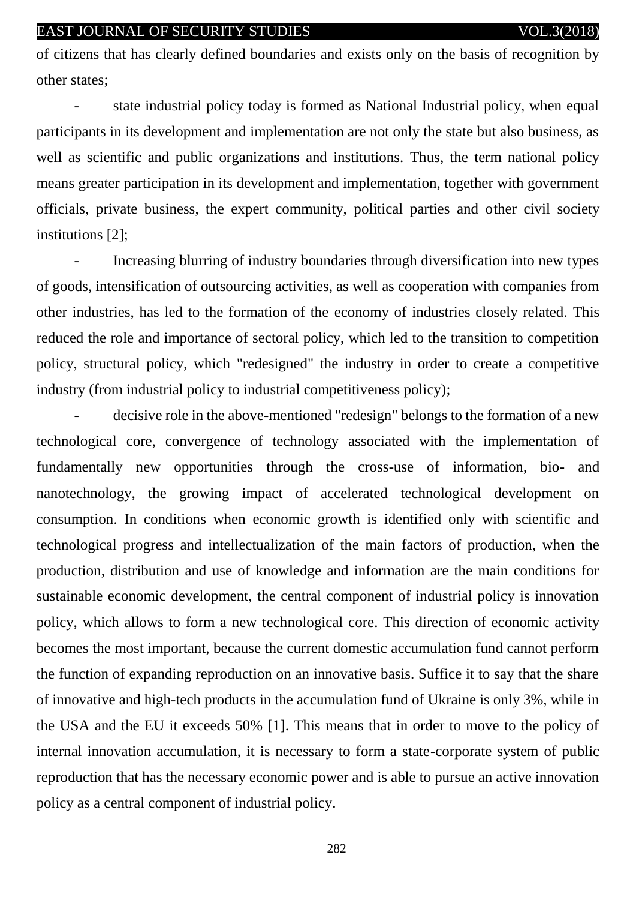of citizens that has clearly defined boundaries and exists only on the basis of recognition by other states;

- state industrial policy today is formed as National Industrial policy, when equal participants in its development and implementation are not only the state but also business, as well as scientific and public organizations and institutions. Thus, the term national policy means greater participation in its development and implementation, together with government officials, private business, the expert community, political parties and other civil society institutions [2];
- Increasing blurring of industry boundaries through diversification into new types of goods, intensification of outsourcing activities, as well as cooperation with companies from other industries, has led to the formation of the economy of industries closely related. This reduced the role and importance of sectoral policy, which led to the transition to competition policy, structural policy, which "redesigned" the industry in order to create a competitive industry (from industrial policy to industrial competitiveness policy);
- decisive role in the above-mentioned "redesign" belongs to the formation of a new technological core, convergence of technology associated with the implementation of fundamentally new opportunities through the cross-use of information, bio- and nanotechnology, the growing impact of accelerated technological development on consumption. In conditions when economic growth is identified only with scientific and technological progress and intellectualization of the main factors of production, when the production, distribution and use of knowledge and information are the main conditions for sustainable economic development, the central component of industrial policy is innovation policy, which allows to form a new technological core. This direction of economic activity becomes the most important, because the current domestic accumulation fund cannot perform the function of expanding reproduction on an innovative basis. Suffice it to say that the share of innovative and high-tech products in the accumulation fund of Ukraine is only 3%, while in the USA and the EU it exceeds 50% [1]. This means that in order to move to the policy of internal innovation accumulation, it is necessary to form a state-corporate system of public reproduction that has the necessary economic power and is able to pursue an active innovation policy as a central component of industrial policy.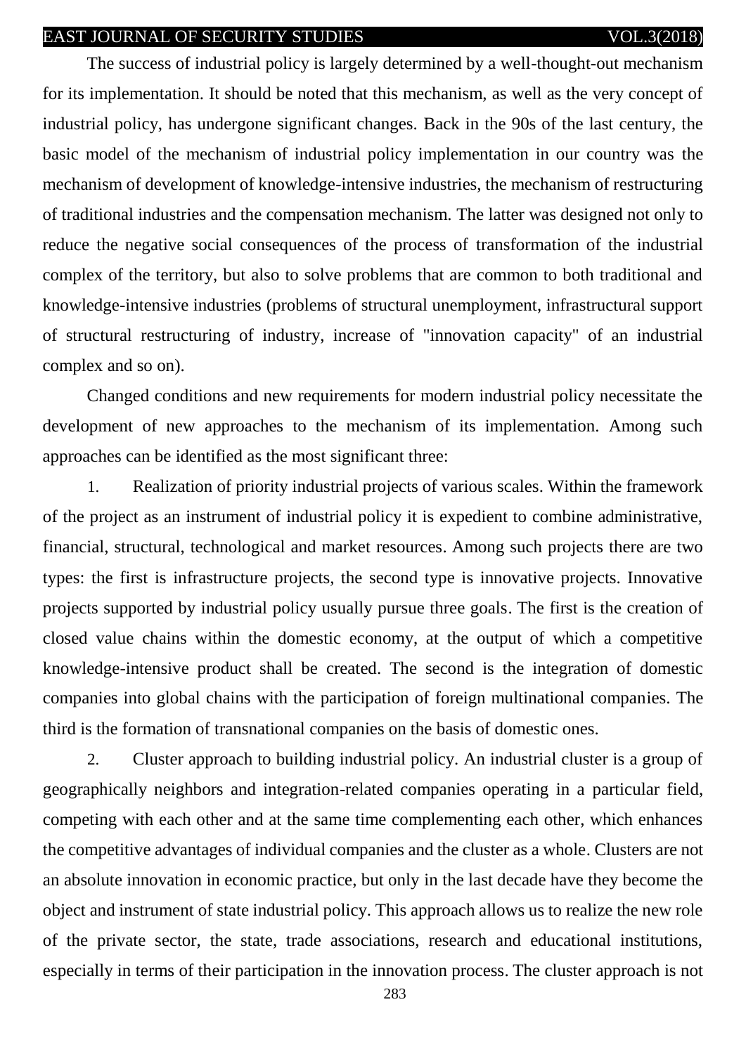The success of industrial policy is largely determined by a well-thought-out mechanism for its implementation. It should be noted that this mechanism, as well as the very concept of industrial policy, has undergone significant changes. Back in the 90s of the last century, the basic model of the mechanism of industrial policy implementation in our country was the mechanism of development of knowledge-intensive industries, the mechanism of restructuring of traditional industries and the compensation mechanism. The latter was designed not only to reduce the negative social consequences of the process of transformation of the industrial complex of the territory, but also to solve problems that are common to both traditional and knowledge-intensive industries (problems of structural unemployment, infrastructural support of structural restructuring of industry, increase of "innovation capacity" of an industrial complex and so on).

Changed conditions and new requirements for modern industrial policy necessitate the development of new approaches to the mechanism of its implementation. Among such approaches can be identified as the most significant three:

1. Realization of priority industrial projects of various scales. Within the framework of the project as an instrument of industrial policy it is expedient to combine administrative, financial, structural, technological and market resources. Among such projects there are two types: the first is infrastructure projects, the second type is innovative projects. Innovative projects supported by industrial policy usually pursue three goals. The first is the creation of closed value chains within the domestic economy, at the output of which a competitive knowledge-intensive product shall be created. The second is the integration of domestic companies into global chains with the participation of foreign multinational companies. The third is the formation of transnational companies on the basis of domestic ones.

2. Cluster approach to building industrial policy. An industrial cluster is a group of geographically neighbors and integration-related companies operating in a particular field, competing with each other and at the same time complementing each other, which enhances the competitive advantages of individual companies and the cluster as a whole. Clusters are not an absolute innovation in economic practice, but only in the last decade have they become the object and instrument of state industrial policy. This approach allows us to realize the new role of the private sector, the state, trade associations, research and educational institutions, especially in terms of their participation in the innovation process. The cluster approach is not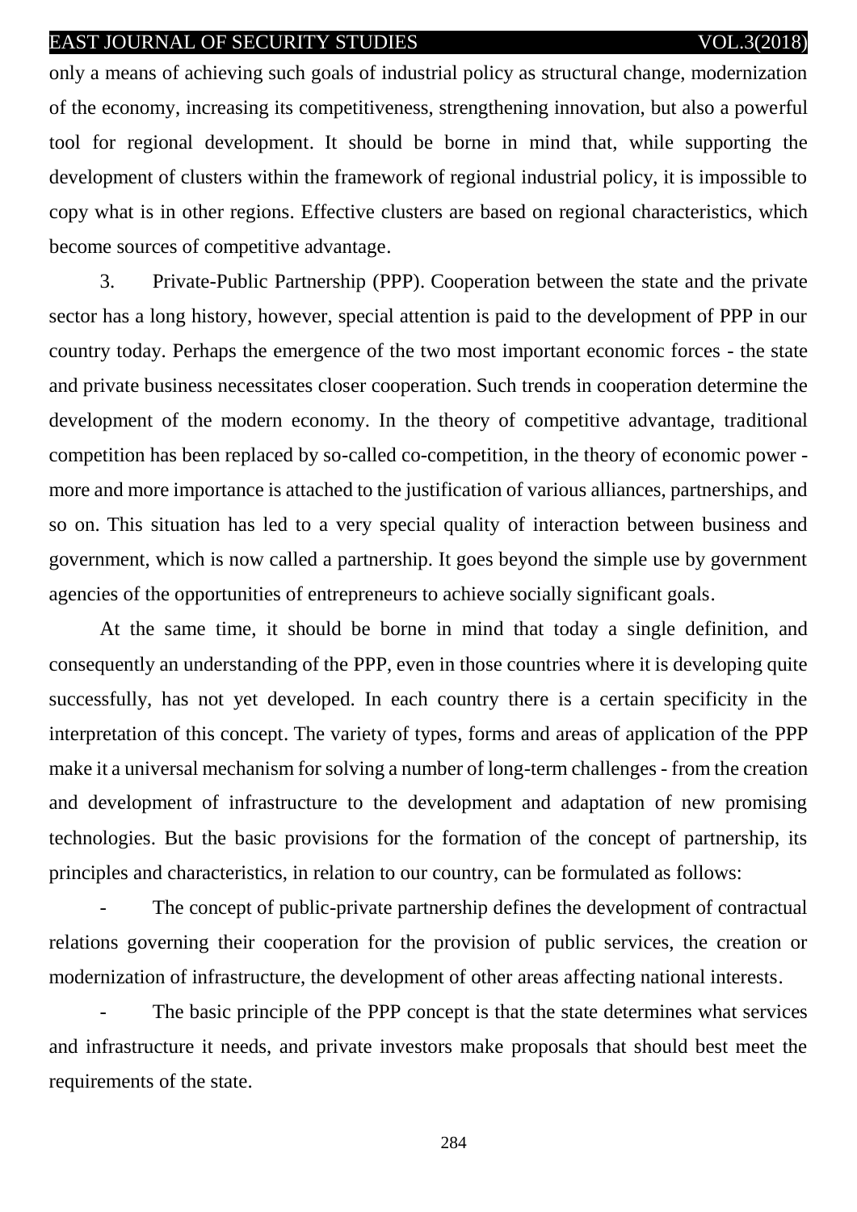only a means of achieving such goals of industrial policy as structural change, modernization of the economy, increasing its competitiveness, strengthening innovation, but also a powerful tool for regional development. It should be borne in mind that, while supporting the development of clusters within the framework of regional industrial policy, it is impossible to copy what is in other regions. Effective clusters are based on regional characteristics, which become sources of competitive advantage.

3. Private-Public Partnership (PPP). Cooperation between the state and the private sector has a long history, however, special attention is paid to the development of PPP in our country today. Perhaps the emergence of the two most important economic forces - the state and private business necessitates closer cooperation. Such trends in cooperation determine the development of the modern economy. In the theory of competitive advantage, traditional competition has been replaced by so-called co-competition, in the theory of economic power - more and more importance is attached to the justification of various alliances, partnerships, and so on. This situation has led to a very special quality of interaction between business and government, which is now called a partnership. It goes beyond the simple use by government agencies of the opportunities of entrepreneurs to achieve socially significant goals.

At the same time, it should be borne in mind that today a single definition, and consequently an understanding of the PPP, even in those countries where it is developing quite successfully, has not yet developed. In each country there is a certain specificity in the interpretation of this concept. The variety of types, forms and areas of application of the PPP make it a universal mechanism for solving a number of long-term challenges - from the creation and development of infrastructure to the development and adaptation of new promising technologies. But the basic provisions for the formation of the concept of partnership, its principles and characteristics, in relation to our country, can be formulated as follows:

- The concept of public-private partnership defines the development of contractual relations governing their cooperation for the provision of public services, the creation or modernization of infrastructure, the development of other areas affecting national interests.
- The basic principle of the PPP concept is that the state determines what services and infrastructure it needs, and private investors make proposals that should best meet the requirements of the state.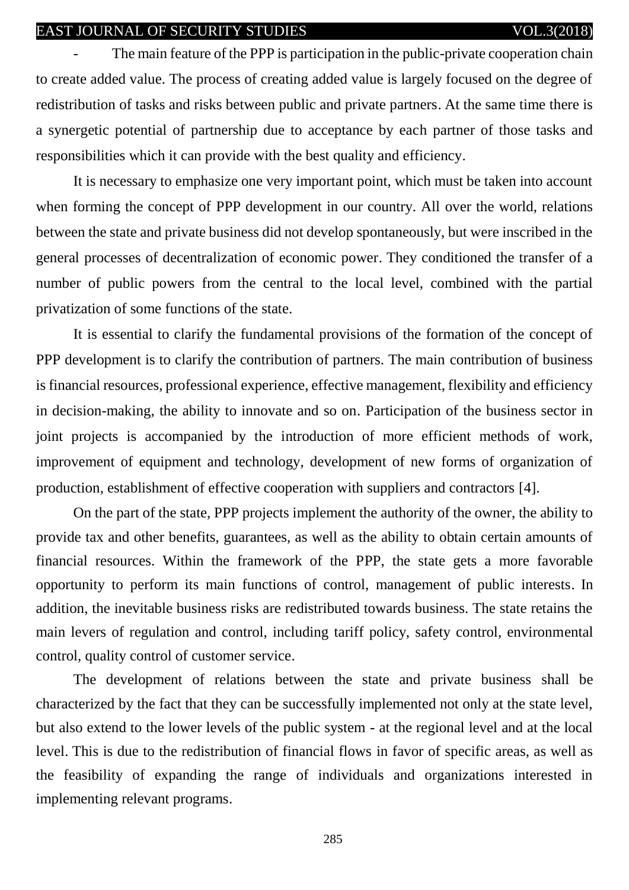- The main feature of the PPP is participation in the public-private cooperation chain to create added value. The process of creating added value is largely focused on the degree of redistribution of tasks and risks between public and private partners. At the same time there is a synergetic potential of partnership due to acceptance by each partner of those tasks and responsibilities which it can provide with the best quality and efficiency.

It is necessary to emphasize one very important point, which must be taken into account when forming the concept of PPP development in our country. All over the world, relations between the state and private business did not develop spontaneously, but were inscribed in the general processes of decentralization of economic power. They conditioned the transfer of a number of public powers from the central to the local level, combined with the partial privatization of some functions of the state.

It is essential to clarify the fundamental provisions of the formation of the concept of PPP development is to clarify the contribution of partners. The main contribution of business is financial resources, professional experience, effective management, flexibility and efficiency in decision-making, the ability to innovate and so on. Participation of the business sector in joint projects is accompanied by the introduction of more efficient methods of work, improvement of equipment and technology, development of new forms of organization of production, establishment of effective cooperation with suppliers and contractors [4].

On the part of the state, PPP projects implement the authority of the owner, the ability to provide tax and other benefits, guarantees, as well as the ability to obtain certain amounts of financial resources. Within the framework of the PPP, the state gets a more favorable opportunity to perform its main functions of control, management of public interests. In addition, the inevitable business risks are redistributed towards business. The state retains the main levers of regulation and control, including tariff policy, safety control, environmental control, quality control of customer service.

The development of relations between the state and private business shall be characterized by the fact that they can be successfully implemented not only at the state level, but also extend to the lower levels of the public system - at the regional level and at the local level. This is due to the redistribution of financial flows in favor of specific areas, as well as the feasibility of expanding the range of individuals and organizations interested in implementing relevant programs.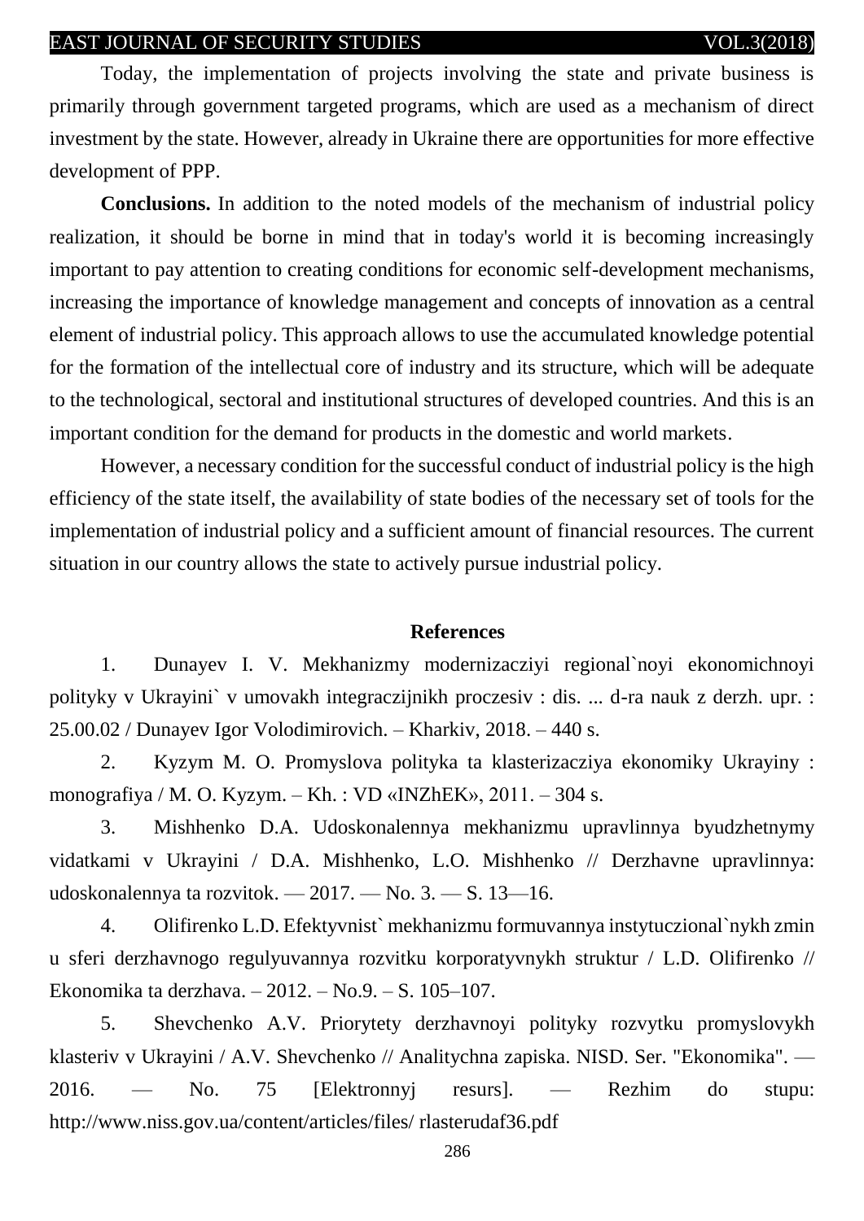Today, the implementation of projects involving the state and private business is primarily through government targeted programs, which are used as a mechanism of direct investment by the state. However, already in Ukraine there are opportunities for more effective development of PPP.

**Conclusions.** In addition to the noted models of the mechanism of industrial policy realization, it should be borne in mind that in today's world it is becoming increasingly important to pay attention to creating conditions for economic self-development mechanisms, increasing the importance of knowledge management and concepts of innovation as a central element of industrial policy. This approach allows to use the accumulated knowledge potential for the formation of the intellectual core of industry and its structure, which will be adequate to the technological, sectoral and institutional structures of developed countries. And this is an important condition for the demand for products in the domestic and world markets.

However, a necessary condition for the successful conduct of industrial policy is the high efficiency of the state itself, the availability of state bodies of the necessary set of tools for the implementation of industrial policy and a sufficient amount of financial resources. The current situation in our country allows the state to actively pursue industrial policy.

## References

1. Dunayev I. V. Mekhanizmy modernizacziyi regional`noyi ekonomichnoyi polityky v Ukrayini` v umovakh integraczijnikh proczesiv : dis. ... d-ra nauk z derzh. upr. : 25.00.02 / Dunayev Igor Volodimirovich. – Kharkiv, 2018. – 440 s.
2. Kyzym M. O. Promyslova polityka ta klasterizacziya ekonomiky Ukrayiny : monografiya / M. O. Kyzym. – Kh. : VD «INZhEK», 2011. – 304 s.
3. Mishhenko D.A. Udoskonalennya mekhanizmu upravlinnya byudzhetnymy vidatkami v Ukrayini / D.A. Mishhenko, L.O. Mishhenko // Derzhavne upravlinnya: udoskonalennya ta rozvitok. — 2017. — No. 3. — S. 13—16.
4. Olifirenko L.D. Efektyvnist` mekhanizmu formuvannya instytuczional`nykh zmin u sferi derzhavnogo regulyuvannya rozvitku korporatyvnykh struktur / L.D. Olifirenko // Ekonomika ta derzhava. – 2012. – No.9. – S. 105–107.
5. Shevchenko A.V. Priorytety derzhavnoyi polityky rozvytku promyslovykh klasteriv v Ukrayini / A.V. Shevchenko // Analitychna zapiska. NISD. Ser. "Ekonomika". — 2016. — No. 75 [Elektronnyj resurs]. — Rezhim do stupu: http://www.niss.gov.ua/content/articles/files/ rlasterudaf36.pdf